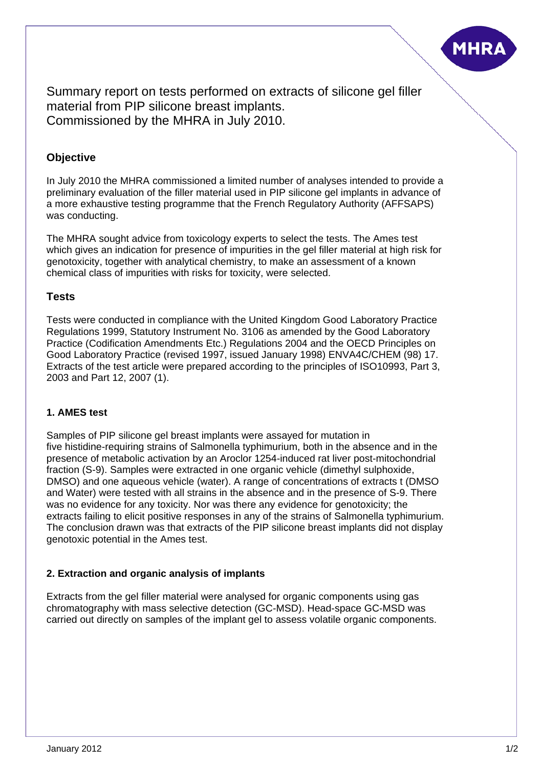# Summary report on tests performed on extracts of silicone gel filler material from PIP silicone breast implants. Commissioned by the MHRA in July 2010.

## Objective

In July 2010 the MHRA commissioned a limited number of analyses intended to provide a preliminary evaluation of the filler material used in PIP silicone gel implants in advance of a more exhaustive testing programme that the French Regulatory Authority (AFFSAPS) was conducting.

The MHRA sought advice from toxicology experts to select the tests. The Ames test which gives an indication for presence of impurities in the gel filler material at high risk for genotoxicity, together with analytical chemistry, to make an assessment of a known chemical class of impurities with risks for toxicity, were selected.

## Tests

Tests were conducted in compliance with the United Kingdom Good Laboratory Practice Regulations 1999, Statutory Instrument No. 3106 as amended by the Good Laboratory Practice (Codification Amendments Etc.) Regulations 2004 and the OECD Principles on Good Laboratory Practice (revised 1997, issued January 1998) ENVA4C/CHEM (98) 17. Extracts of the test article were prepared according to the principles of ISO10993, Part 3, 2003 and Part 12, 2007 (1).

### 1. AMES test

Samples of PIP silicone gel breast implants were assayed for mutation in five histidine-requiring strains of Salmonella typhimurium, both in the absence and in the presence of metabolic activation by an Aroclor 1254-induced rat liver post-mitochondrial fraction (S-9). Samples were extracted in one organic vehicle (dimethyl sulphoxide, DMSO) and one aqueous vehicle (water). A range of concentrations of extracts t (DMSO and Water) were tested with all strains in the absence and in the presence of S-9. There was no evidence for any toxicity. Nor was there any evidence for genotoxicity; the extracts failing to elicit positive responses in any of the strains of Salmonella typhimurium. The conclusion drawn was that extracts of the PIP silicone breast implants did not display genotoxic potential in the Ames test.

### 2. Extraction and organic analysis of implants

Extracts from the gel filler material were analysed for organic components using gas chromatography with mass selective detection (GC-MSD). Head-space GC-MSD was carried out directly on samples of the implant gel to assess volatile organic components.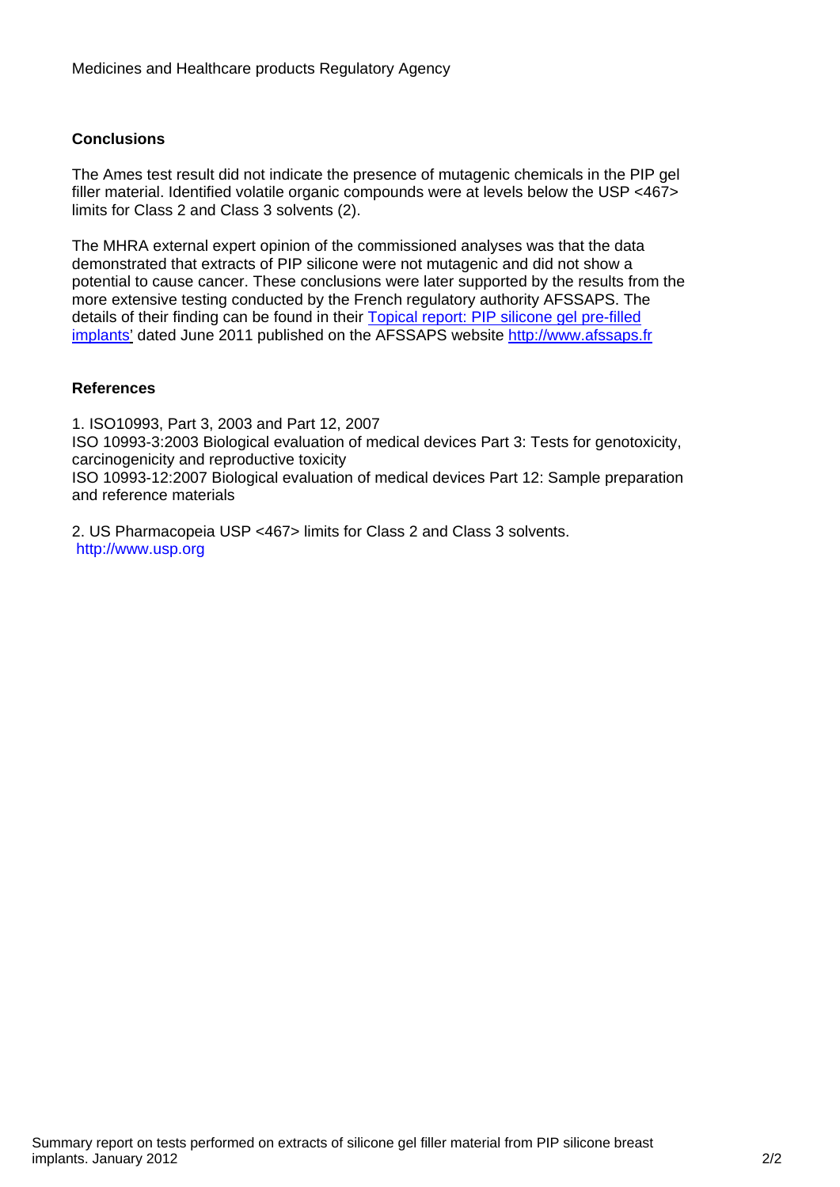## Conclusions

The Ames test result did not indicate the presence of mutagenic chemicals in the PIP gel filler material. Identified volatile organic compounds were at levels below the USP <467> limits for Class 2 and Class 3 solvents (2).

The MHRA external expert opinion of the commissioned analyses was that the data demonstrated that extracts of PIP silicone were not mutagenic and did not show a potential to cause cancer. These conclusions were later supported by the results from the more extensive testing conducted by the French regulatory authority AFSSAPS. The details of their finding can be found in their Topical report: PIP silicone gel pre-filled implants' dated June 2011 published on the AFSSAPS website http://www.afssaps.fr

## References

1. ISO10993, Part 3, 2003 and Part 12, 2007
ISO 10993-3:2003 Biological evaluation of medical devices Part 3: Tests for genotoxicity, carcinogenicity and reproductive toxicity
ISO 10993-12:2007 Biological evaluation of medical devices Part 12: Sample preparation and reference materials

2. US Pharmacopeia USP <467> limits for Class 2 and Class 3 solvents.
http://www.usp.org